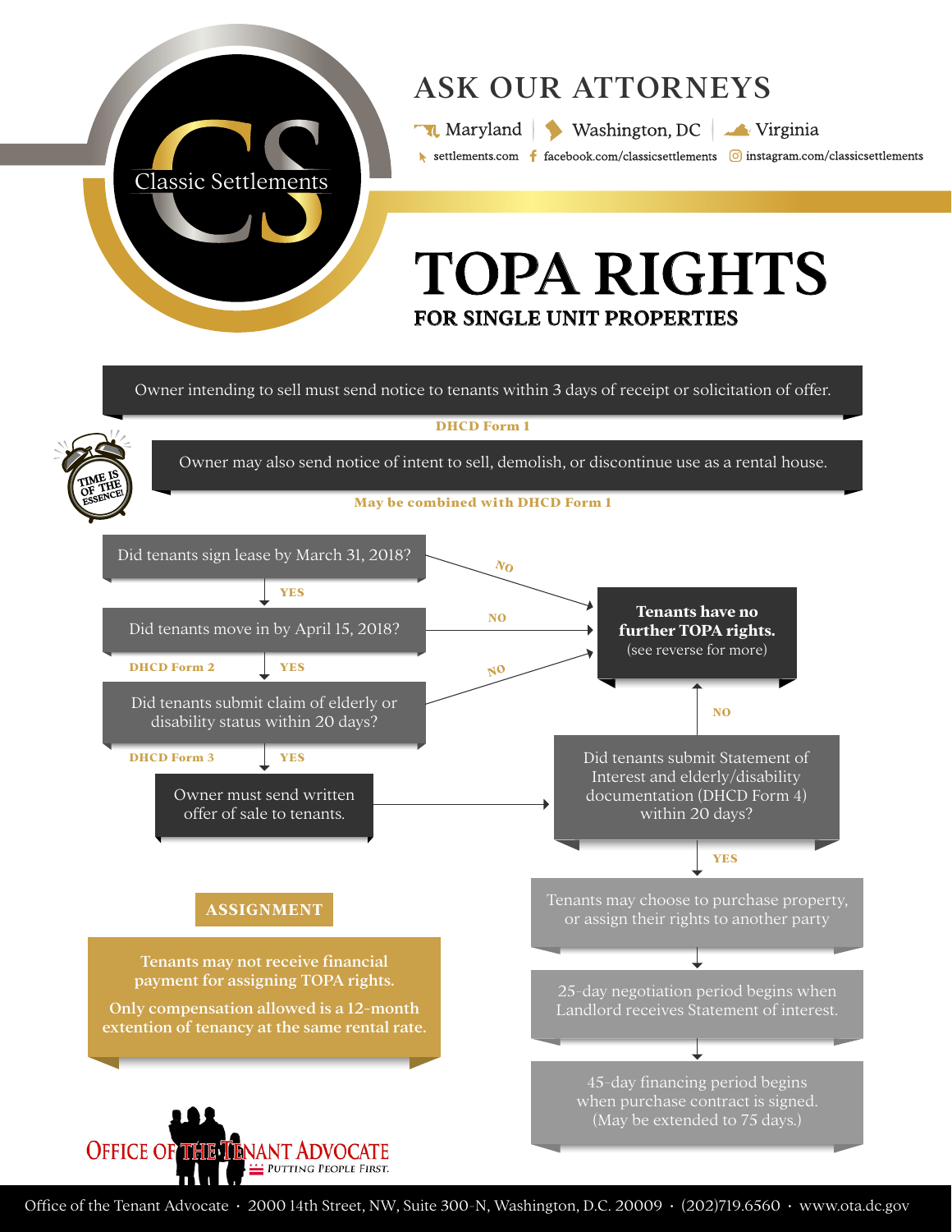Classic Settlements

# ASK OUR ATTORNEYS

Maryland | Washington, DC | Virginia

settlements.com  facebook.com/classicsettlements  instagram.com/classicsettlements

# TOPA RIGHTS

## FOR SINGLE UNIT PROPERTIES

Owner intending to sell must send notice to tenants within 3 days of receipt or solicitation of offer.

**DHCD Form 1**

TIME IS OF THE ESSENCE!

Owner may also send notice of intent to sell, demolish, or discontinue use as a rental house.

**May be combined with DHCD Form 1**

Did tenants sign lease by March 31, 2018?
- NO → **Tenants have no further TOPA rights.** (see reverse for more)
- YES ↓

Did tenants move in by April 15, 2018?
- NO → **Tenants have no further TOPA rights.** (see reverse for more)
- YES ↓

**DHCD Form 2**

Did tenants submit claim of elderly or disability status within 20 days?
- NO → **Tenants have no further TOPA rights.** (see reverse for more)
- YES ↓

**DHCD Form 3**

Owner must send written offer of sale to tenants. →

Did tenants submit Statement of Interest and elderly/disability documentation (DHCD Form 4) within 20 days?
- NO → **Tenants have no further TOPA rights.** (see reverse for more)
- YES ↓

Tenants may choose to purchase property, or assign their rights to another party

↓

25-day negotiation period begins when Landlord receives Statement of interest.

↓

45-day financing period begins when purchase contract is signed. (May be extended to 75 days.)

## ASSIGNMENT

**Tenants may not receive financial payment for assigning TOPA rights.**

**Only compensation allowed is a 12-month extention of tenancy at the same rental rate.**

OFFICE OF THE TENANT ADVOCATE — PUTTING PEOPLE FIRST.

Office of the Tenant Advocate · 2000 14th Street, NW, Suite 300-N, Washington, D.C. 20009 · (202)719.6560 · www.ota.dc.gov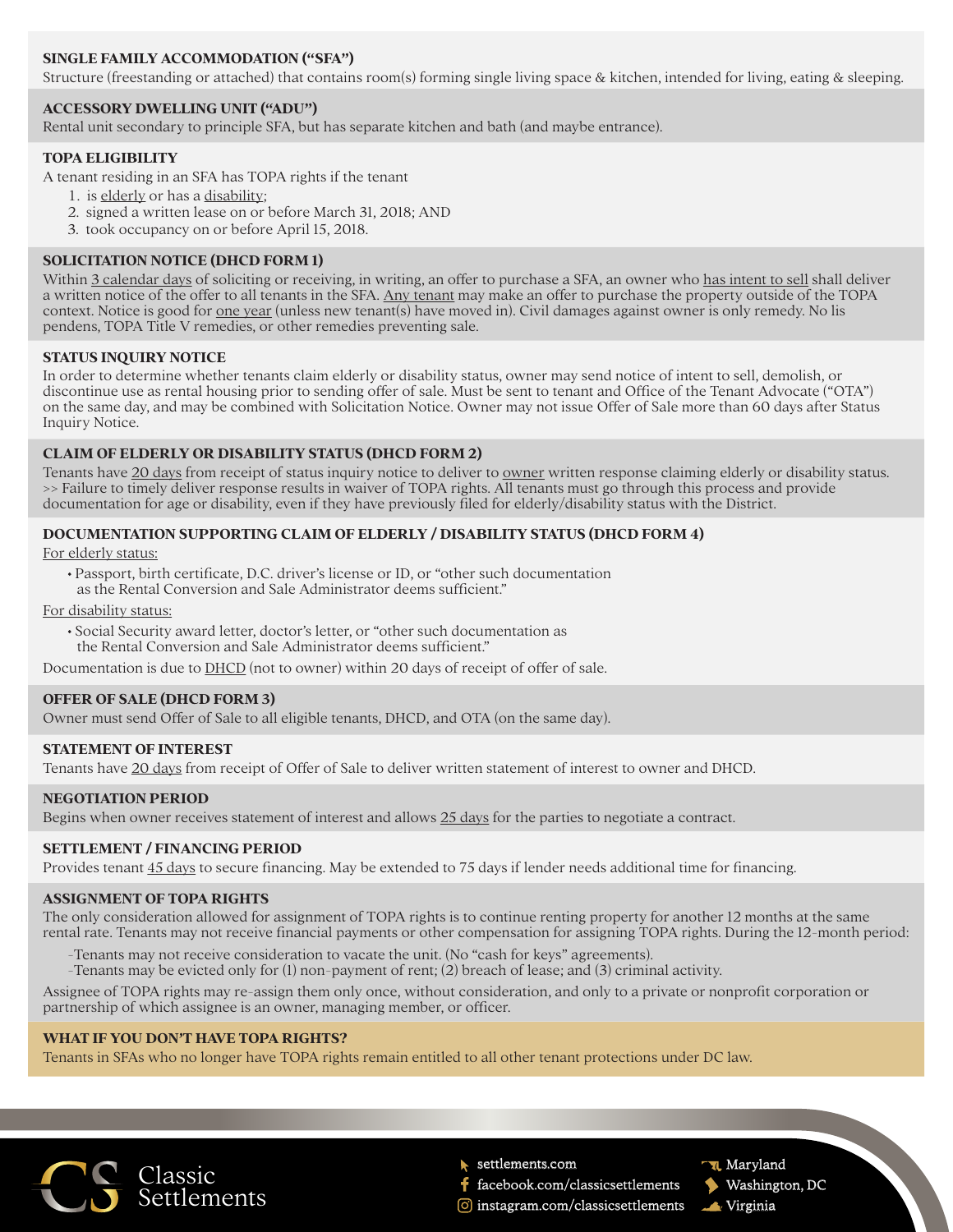### SINGLE FAMILY ACCOMMODATION ("SFA")

Structure (freestanding or attached) that contains room(s) forming single living space & kitchen, intended for living, eating & sleeping.

### ACCESSORY DWELLING UNIT ("ADU")

Rental unit secondary to principle SFA, but has separate kitchen and bath (and maybe entrance).

### TOPA ELIGIBILITY

A tenant residing in an SFA has TOPA rights if the tenant

1. is elderly or has a disability;
2. signed a written lease on or before March 31, 2018; AND
3. took occupancy on or before April 15, 2018.

### SOLICITATION NOTICE (DHCD FORM 1)

Within 3 calendar days of soliciting or receiving, in writing, an offer to purchase a SFA, an owner who has intent to sell shall deliver a written notice of the offer to all tenants in the SFA. Any tenant may make an offer to purchase the property outside of the TOPA context. Notice is good for one year (unless new tenant(s) have moved in). Civil damages against owner is only remedy. No lis pendens, TOPA Title V remedies, or other remedies preventing sale.

### STATUS INQUIRY NOTICE

In order to determine whether tenants claim elderly or disability status, owner may send notice of intent to sell, demolish, or discontinue use as rental housing prior to sending offer of sale. Must be sent to tenant and Office of the Tenant Advocate ("OTA") on the same day, and may be combined with Solicitation Notice. Owner may not issue Offer of Sale more than 60 days after Status Inquiry Notice.

### CLAIM OF ELDERLY OR DISABILITY STATUS (DHCD FORM 2)

Tenants have 20 days from receipt of status inquiry notice to deliver to owner written response claiming elderly or disability status. >> Failure to timely deliver response results in waiver of TOPA rights. All tenants must go through this process and provide documentation for age or disability, even if they have previously filed for elderly/disability status with the District.

### DOCUMENTATION SUPPORTING CLAIM OF ELDERLY / DISABILITY STATUS (DHCD FORM 4)

For elderly status:

- Passport, birth certificate, D.C. driver's license or ID, or "other such documentation as the Rental Conversion and Sale Administrator deems sufficient."

For disability status:

- Social Security award letter, doctor's letter, or "other such documentation as the Rental Conversion and Sale Administrator deems sufficient."

Documentation is due to DHCD (not to owner) within 20 days of receipt of offer of sale.

### OFFER OF SALE (DHCD FORM 3)

Owner must send Offer of Sale to all eligible tenants, DHCD, and OTA (on the same day).

### STATEMENT OF INTEREST

Tenants have 20 days from receipt of Offer of Sale to deliver written statement of interest to owner and DHCD.

### NEGOTIATION PERIOD

Begins when owner receives statement of interest and allows 25 days for the parties to negotiate a contract.

### SETTLEMENT / FINANCING PERIOD

Provides tenant 45 days to secure financing. May be extended to 75 days if lender needs additional time for financing.

### ASSIGNMENT OF TOPA RIGHTS

The only consideration allowed for assignment of TOPA rights is to continue renting property for another 12 months at the same rental rate. Tenants may not receive financial payments or other compensation for assigning TOPA rights. During the 12-month period:

- Tenants may not receive consideration to vacate the unit. (No "cash for keys" agreements).
- Tenants may be evicted only for (1) non-payment of rent; (2) breach of lease; and (3) criminal activity.

Assignee of TOPA rights may re-assign them only once, without consideration, and only to a private or nonprofit corporation or partnership of which assignee is an owner, managing member, or officer.

### WHAT IF YOU DON'T HAVE TOPA RIGHTS?

Tenants in SFAs who no longer have TOPA rights remain entitled to all other tenant protections under DC law.

Classic Settlements

settlements.com
facebook.com/classicsettlements
instagram.com/classicsettlements

Maryland
Washington, DC
Virginia